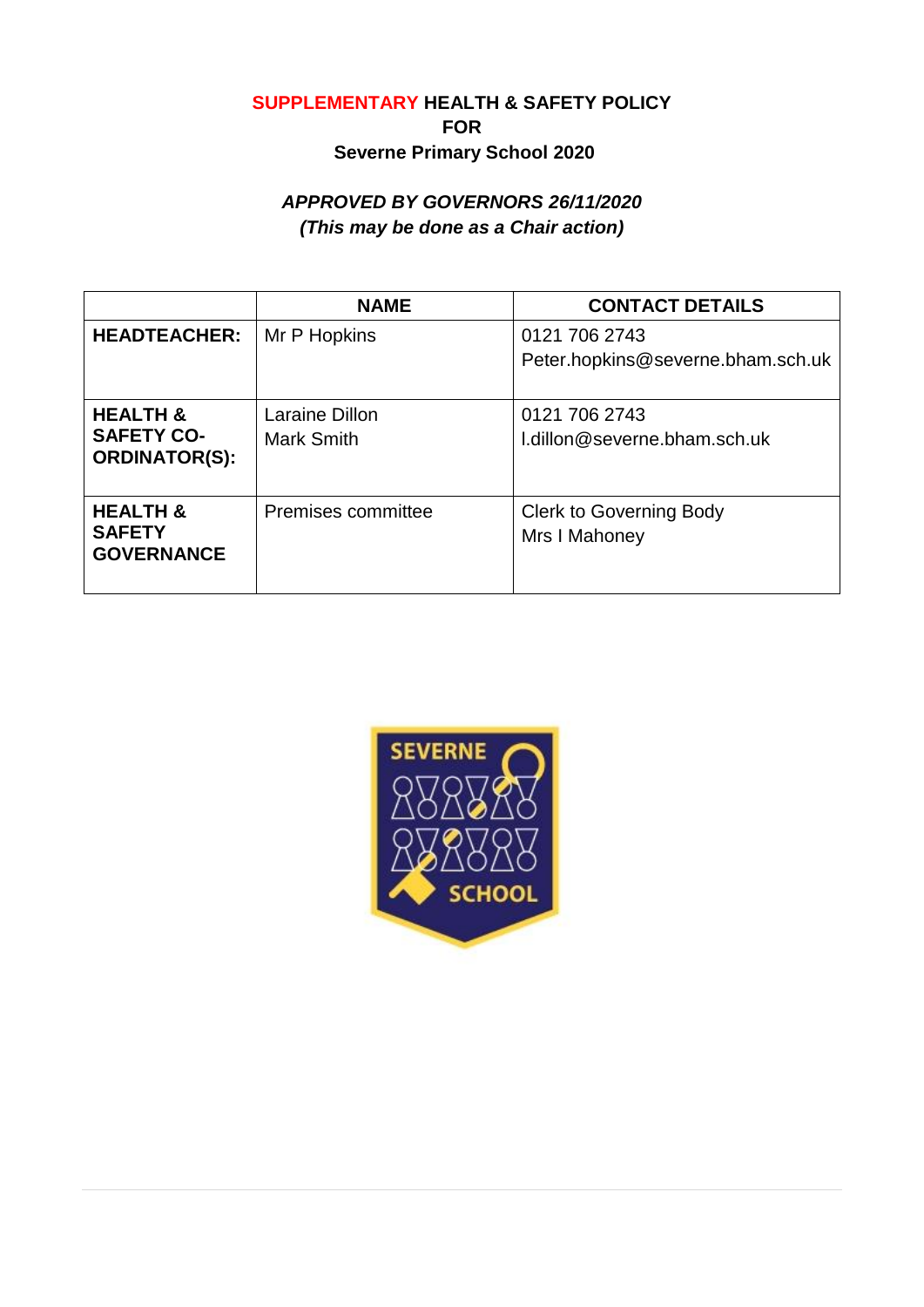# SUPPLEMENTARY HEALTH & SAFETY POLICY FOR Severne Primary School 2020

***APPROVED BY GOVERNORS 26/11/2020***
***(This may be done as a Chair action)***

| | **NAME** | **CONTACT DETAILS** |
|---|---|---|
| **HEADTEACHER:** | Mr P Hopkins | 0121 706 2743<br>Peter.hopkins@severne.bham.sch.uk |
| **HEALTH & SAFETY CO-ORDINATOR(S):** | Laraine Dillon<br>Mark Smith | 0121 706 2743<br>l.dillon@severne.bham.sch.uk |
| **HEALTH & SAFETY GOVERNANCE** | Premises committee | Clerk to Governing Body<br>Mrs I Mahoney |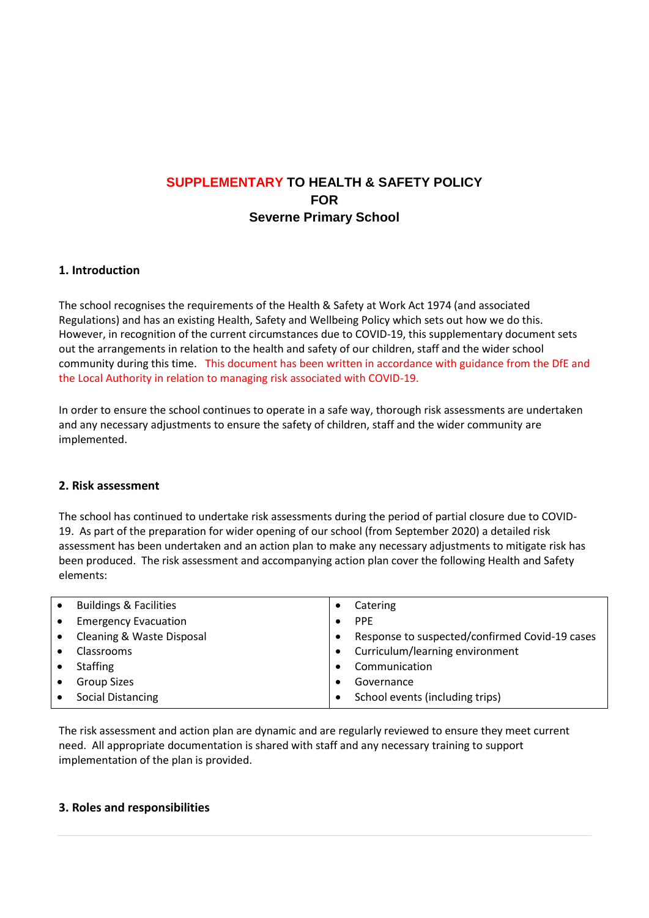# SUPPLEMENTARY TO HEALTH & SAFETY POLICY
# FOR
# Severne Primary School

## 1. Introduction

The school recognises the requirements of the Health & Safety at Work Act 1974 (and associated Regulations) and has an existing Health, Safety and Wellbeing Policy which sets out how we do this. However, in recognition of the current circumstances due to COVID-19, this supplementary document sets out the arrangements in relation to the health and safety of our children, staff and the wider school community during this time. This document has been written in accordance with guidance from the DfE and the Local Authority in relation to managing risk associated with COVID-19.

In order to ensure the school continues to operate in a safe way, thorough risk assessments are undertaken and any necessary adjustments to ensure the safety of children, staff and the wider community are implemented.

## 2. Risk assessment

The school has continued to undertake risk assessments during the period of partial closure due to COVID-19. As part of the preparation for wider opening of our school (from September 2020) a detailed risk assessment has been undertaken and an action plan to make any necessary adjustments to mitigate risk has been produced. The risk assessment and accompanying action plan cover the following Health and Safety elements:

| | |
|---|---|
| • Buildings & Facilities | • Catering |
| • Emergency Evacuation | • PPE |
| • Cleaning & Waste Disposal | • Response to suspected/confirmed Covid-19 cases |
| • Classrooms | • Curriculum/learning environment |
| • Staffing | • Communication |
| • Group Sizes | • Governance |
| • Social Distancing | • School events (including trips) |

The risk assessment and action plan are dynamic and are regularly reviewed to ensure they meet current need. All appropriate documentation is shared with staff and any necessary training to support implementation of the plan is provided.

## 3. Roles and responsibilities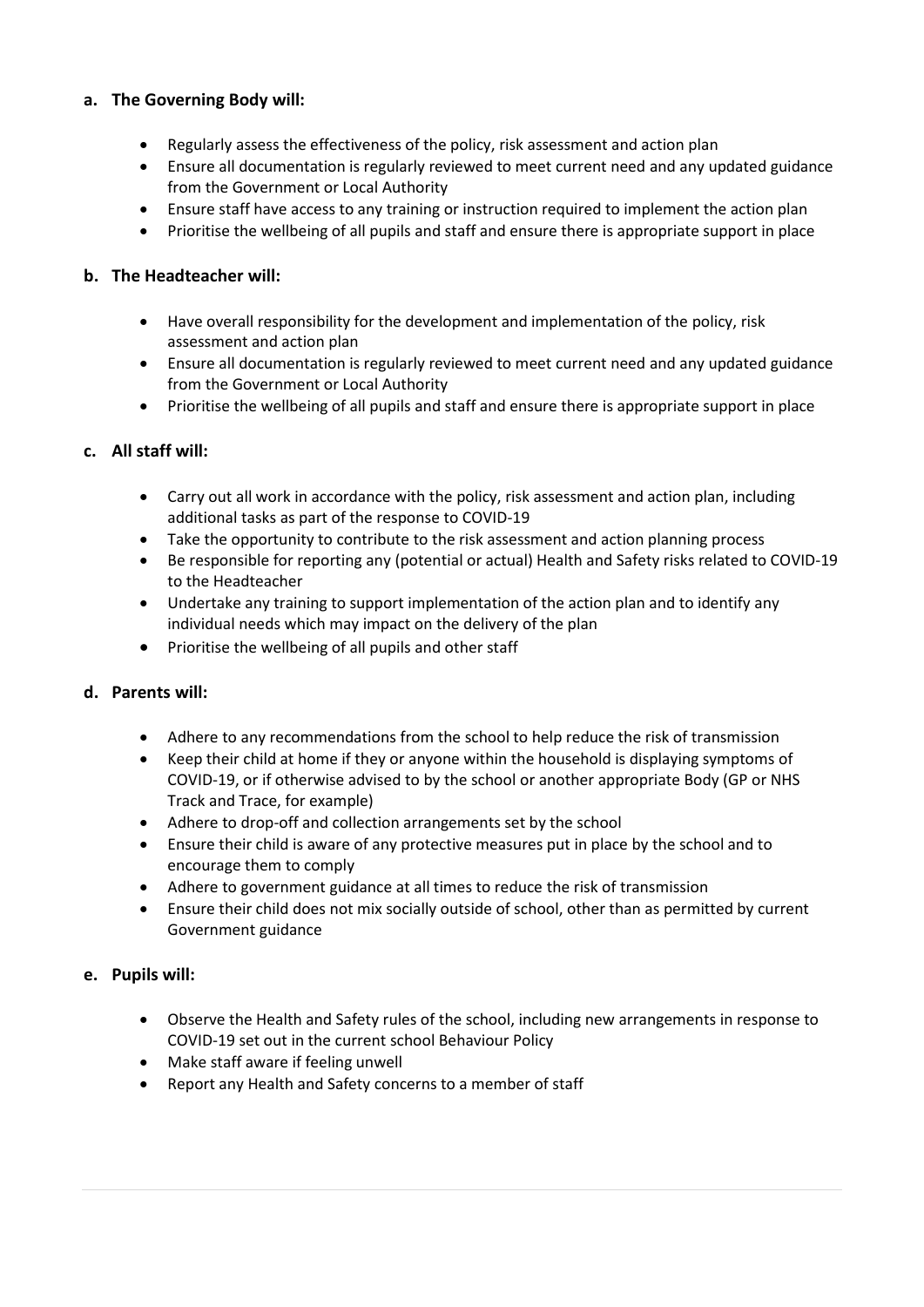**a. The Governing Body will:**

- Regularly assess the effectiveness of the policy, risk assessment and action plan
- Ensure all documentation is regularly reviewed to meet current need and any updated guidance from the Government or Local Authority
- Ensure staff have access to any training or instruction required to implement the action plan
- Prioritise the wellbeing of all pupils and staff and ensure there is appropriate support in place

**b. The Headteacher will:**

- Have overall responsibility for the development and implementation of the policy, risk assessment and action plan
- Ensure all documentation is regularly reviewed to meet current need and any updated guidance from the Government or Local Authority
- Prioritise the wellbeing of all pupils and staff and ensure there is appropriate support in place

**c. All staff will:**

- Carry out all work in accordance with the policy, risk assessment and action plan, including additional tasks as part of the response to COVID-19
- Take the opportunity to contribute to the risk assessment and action planning process
- Be responsible for reporting any (potential or actual) Health and Safety risks related to COVID-19 to the Headteacher
- Undertake any training to support implementation of the action plan and to identify any individual needs which may impact on the delivery of the plan
- Prioritise the wellbeing of all pupils and other staff

**d. Parents will:**

- Adhere to any recommendations from the school to help reduce the risk of transmission
- Keep their child at home if they or anyone within the household is displaying symptoms of COVID-19, or if otherwise advised to by the school or another appropriate Body (GP or NHS Track and Trace, for example)
- Adhere to drop-off and collection arrangements set by the school
- Ensure their child is aware of any protective measures put in place by the school and to encourage them to comply
- Adhere to government guidance at all times to reduce the risk of transmission
- Ensure their child does not mix socially outside of school, other than as permitted by current Government guidance

**e. Pupils will:**

- Observe the Health and Safety rules of the school, including new arrangements in response to COVID-19 set out in the current school Behaviour Policy
- Make staff aware if feeling unwell
- Report any Health and Safety concerns to a member of staff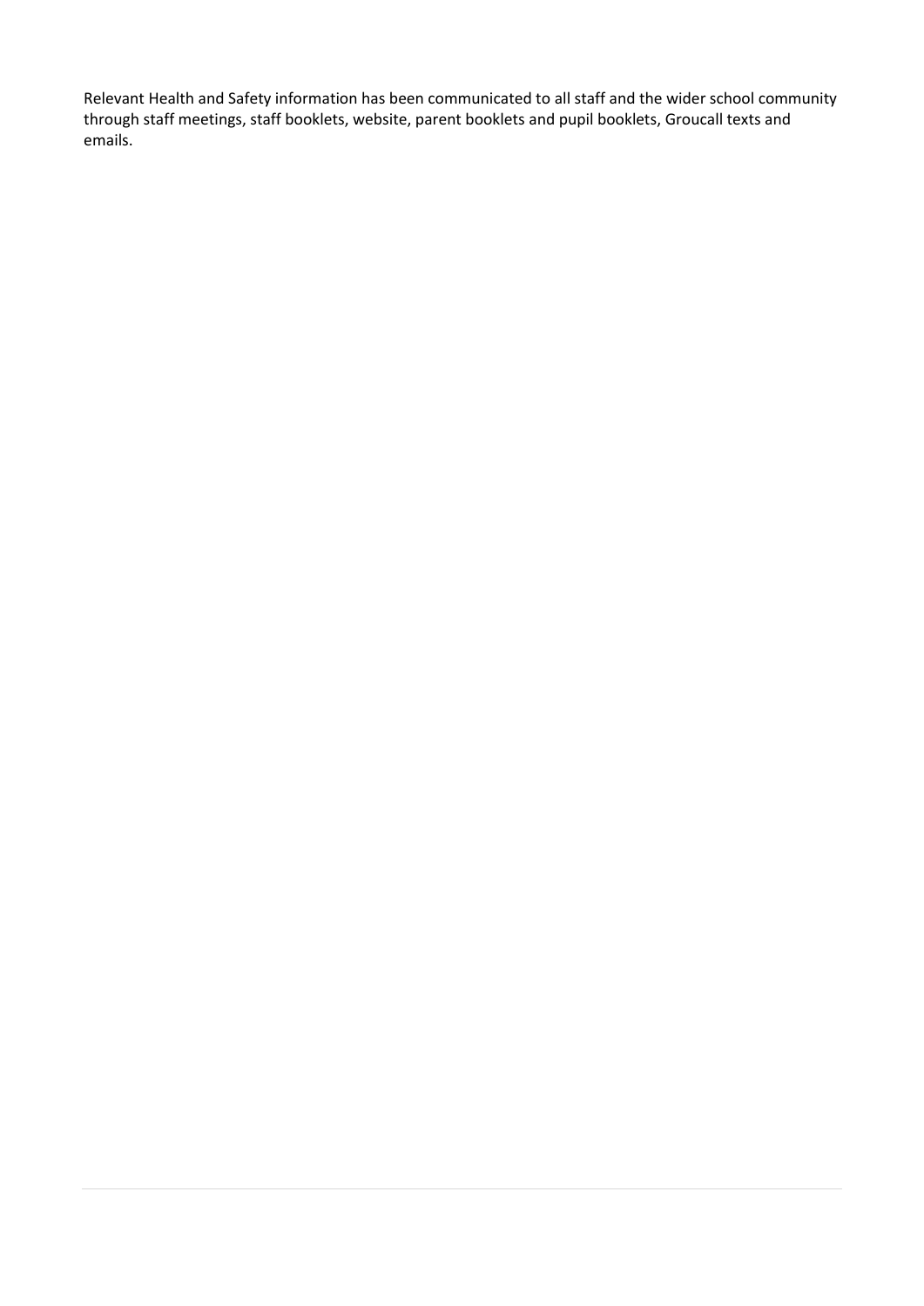Relevant Health and Safety information has been communicated to all staff and the wider school community through staff meetings, staff booklets, website, parent booklets and pupil booklets, Groucall texts and emails.